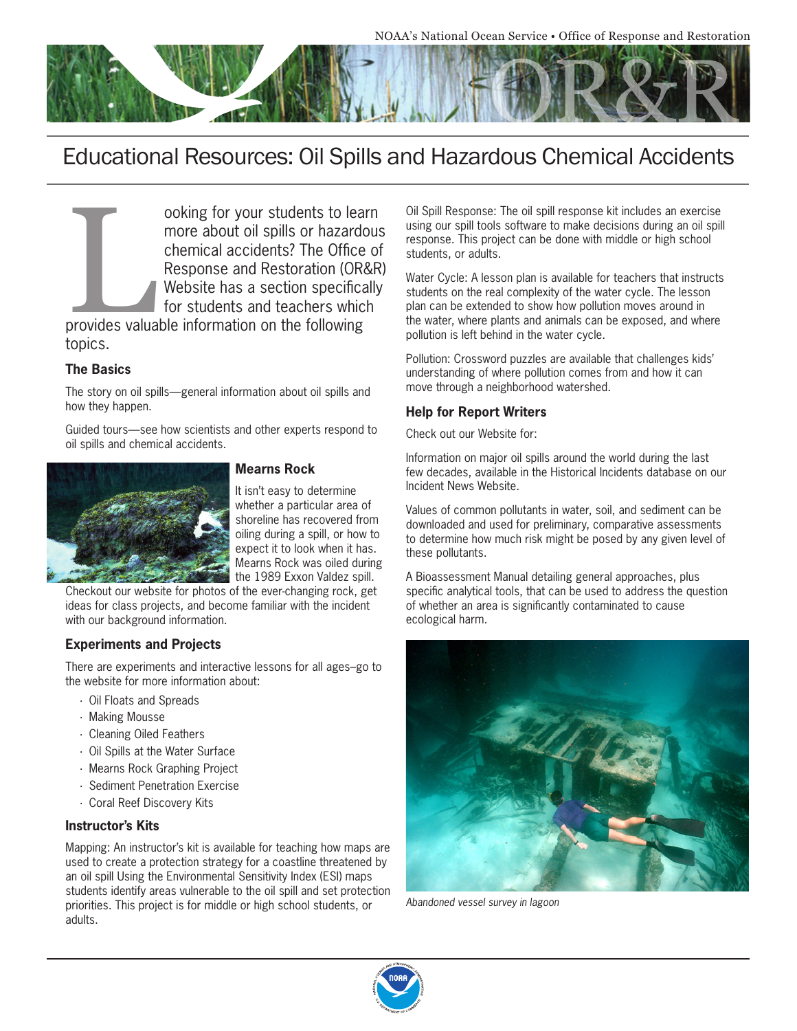# Educational Resources: Oil Spills and Hazardous Chemical Accidents

Looking for your students to learn more about oil spills or hazardous chemical accidents? The Office of Response and Restoration (OR&R) Website has a section specifically for students and teachers which provides valuable information on the following topics.

### The Basics

The story on oil spills—general information about oil spills and how they happen.

Guided tours—see how scientists and other experts respond to oil spills and chemical accidents.

### Mearns Rock

It isn't easy to determine whether a particular area of shoreline has recovered from oiling during a spill, or how to expect it to look when it has. Mearns Rock was oiled during the 1989 Exxon Valdez spill. Checkout our website for photos of the ever-changing rock, get ideas for class projects, and become familiar with the incident with our background information.

### Experiments and Projects

There are experiments and interactive lessons for all ages–go to the website for more information about:

- Oil Floats and Spreads
- Making Mousse
- Cleaning Oiled Feathers
- Oil Spills at the Water Surface
- Mearns Rock Graphing Project
- Sediment Penetration Exercise
- Coral Reef Discovery Kits

### Instructor's Kits

Mapping: An instructor's kit is available for teaching how maps are used to create a protection strategy for a coastline threatened by an oil spill Using the Environmental Sensitivity Index (ESI) maps students identify areas vulnerable to the oil spill and set protection priorities. This project is for middle or high school students, or adults.

Oil Spill Response: The oil spill response kit includes an exercise using our spill tools software to make decisions during an oil spill response. This project can be done with middle or high school students, or adults.

Water Cycle: A lesson plan is available for teachers that instructs students on the real complexity of the water cycle. The lesson plan can be extended to show how pollution moves around in the water, where plants and animals can be exposed, and where pollution is left behind in the water cycle.

Pollution: Crossword puzzles are available that challenges kids' understanding of where pollution comes from and how it can move through a neighborhood watershed.

### Help for Report Writers

Check out our Website for:

Information on major oil spills around the world during the last few decades, available in the Historical Incidents database on our Incident News Website.

Values of common pollutants in water, soil, and sediment can be downloaded and used for preliminary, comparative assessments to determine how much risk might be posed by any given level of these pollutants.

A Bioassessment Manual detailing general approaches, plus specific analytical tools, that can be used to address the question of whether an area is significantly contaminated to cause ecological harm.

*Abandoned vessel survey in lagoon*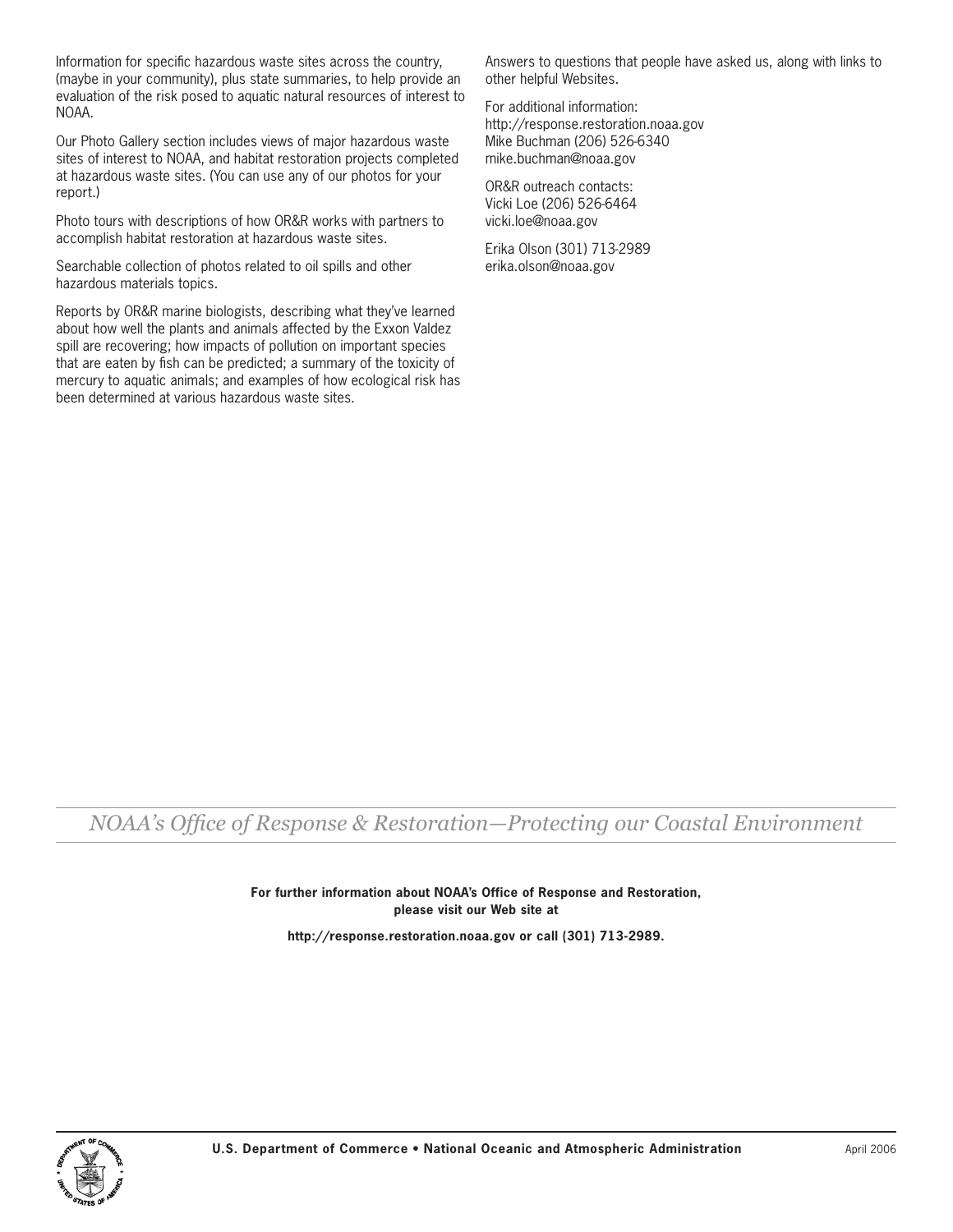Information for specific hazardous waste sites across the country, (maybe in your community), plus state summaries, to help provide an evaluation of the risk posed to aquatic natural resources of interest to NOAA.

Our Photo Gallery section includes views of major hazardous waste sites of interest to NOAA, and habitat restoration projects completed at hazardous waste sites. (You can use any of our photos for your report.)

Photo tours with descriptions of how OR&R works with partners to accomplish habitat restoration at hazardous waste sites.

Searchable collection of photos related to oil spills and other hazardous materials topics.

Reports by OR&R marine biologists, describing what they've learned about how well the plants and animals affected by the Exxon Valdez spill are recovering; how impacts of pollution on important species that are eaten by fish can be predicted; a summary of the toxicity of mercury to aquatic animals; and examples of how ecological risk has been determined at various hazardous waste sites.

Answers to questions that people have asked us, along with links to other helpful Websites.

For additional information:
http://response.restoration.noaa.gov
Mike Buchman (206) 526-6340
mike.buchman@noaa.gov

OR&R outreach contacts:
Vicki Loe (206) 526-6464
vicki.loe@noaa.gov

Erika Olson (301) 713-2989
erika.olson@noaa.gov

*NOAA's Office of Response & Restoration—Protecting our Coastal Environment*

**For further information about NOAA's Office of Response and Restoration, please visit our Web site at**

**http://response.restoration.noaa.gov or call (301) 713-2989.**

**U.S. Department of Commerce • National Oceanic and Atmospheric Administration**

April 2006